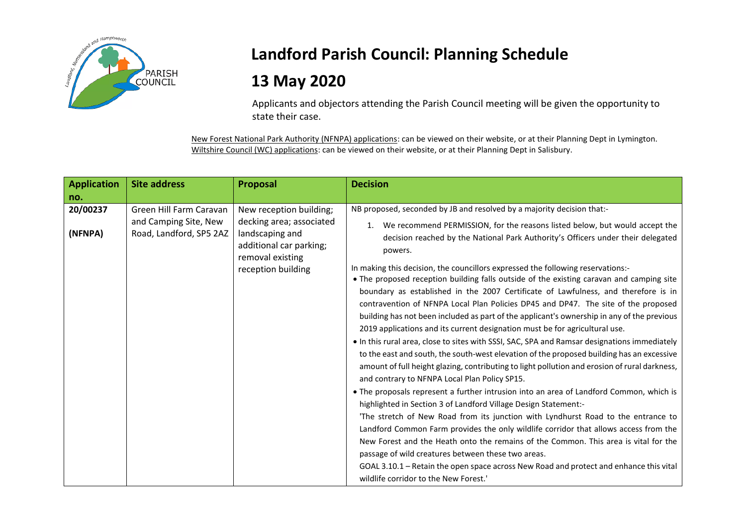# Landford Parish Council: Planning Schedule

# 13 May 2020

Applicants and objectors attending the Parish Council meeting will be given the opportunity to state their case.

New Forest National Park Authority (NFNPA) applications: can be viewed on their website, or at their Planning Dept in Lymington.
Wiltshire Council (WC) applications: can be viewed on their website, or at their Planning Dept in Salisbury.

| Application no. | Site address | Proposal | Decision |
|---|---|---|---|
| 20/00237<br><br>(NFNPA) | Green Hill Farm Caravan and Camping Site, New Road, Landford, SP5 2AZ | New reception building; decking area; associated landscaping and additional car parking; removal existing reception building | NB proposed, seconded by JB and resolved by a majority decision that:-<br><br>1. We recommend PERMISSION, for the reasons listed below, but would accept the decision reached by the National Park Authority's Officers under their delegated powers.<br><br>In making this decision, the councillors expressed the following reservations:-<br>• The proposed reception building falls outside of the existing caravan and camping site boundary as established in the 2007 Certificate of Lawfulness, and therefore is in contravention of NFNPA Local Plan Policies DP45 and DP47. The site of the proposed building has not been included as part of the applicant's ownership in any of the previous 2019 applications and its current designation must be for agricultural use.<br>• In this rural area, close to sites with SSSI, SAC, SPA and Ramsar designations immediately to the east and south, the south-west elevation of the proposed building has an excessive amount of full height glazing, contributing to light pollution and erosion of rural darkness, and contrary to NFNPA Local Plan Policy SP15.<br>• The proposals represent a further intrusion into an area of Landford Common, which is highlighted in Section 3 of Landford Village Design Statement:-<br>'The stretch of New Road from its junction with Lyndhurst Road to the entrance to Landford Common Farm provides the only wildlife corridor that allows access from the New Forest and the Heath onto the remains of the Common. This area is vital for the passage of wild creatures between these two areas.<br>GOAL 3.10.1 – Retain the open space across New Road and protect and enhance this vital wildlife corridor to the New Forest.' |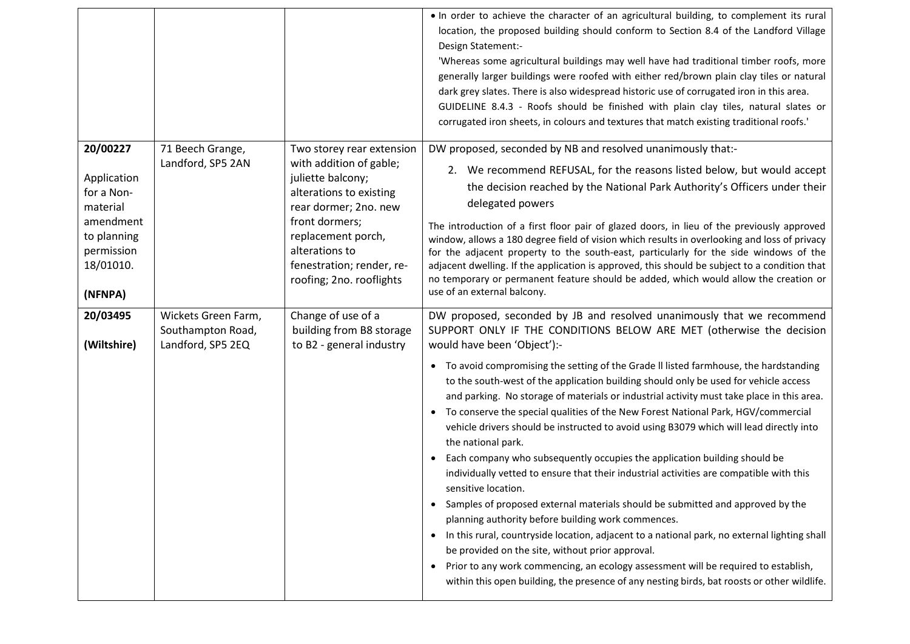| | | | |
|---|---|---|---|
| | | | • In order to achieve the character of an agricultural building, to complement its rural location, the proposed building should conform to Section 8.4 of the Landford Village Design Statement:-<br>'Whereas some agricultural buildings may well have had traditional timber roofs, more generally larger buildings were roofed with either red/brown plain clay tiles or natural dark grey slates. There is also widespread historic use of corrugated iron in this area.<br>GUIDELINE 8.4.3 - Roofs should be finished with plain clay tiles, natural slates or corrugated iron sheets, in colours and textures that match existing traditional roofs.' |
| **20/00227**<br><br>Application for a Non-material amendment to planning permission 18/01010.<br><br>**(NFNPA)** | 71 Beech Grange, Landford, SP5 2AN | Two storey rear extension with addition of gable; juliette balcony; alterations to existing rear dormer; 2no. new front dormers; replacement porch, alterations to fenestration; render, re-roofing; 2no. rooflights | DW proposed, seconded by NB and resolved unanimously that:-<br>2. We recommend REFUSAL, for the reasons listed below, but would accept the decision reached by the National Park Authority's Officers under their delegated powers<br><br>The introduction of a first floor pair of glazed doors, in lieu of the previously approved window, allows a 180 degree field of vision which results in overlooking and loss of privacy for the adjacent property to the south-east, particularly for the side windows of the adjacent dwelling. If the application is approved, this should be subject to a condition that no temporary or permanent feature should be added, which would allow the creation or use of an external balcony. |
| **20/03495**<br><br>**(Wiltshire)** | Wickets Green Farm, Southampton Road, Landford, SP5 2EQ | Change of use of a building from B8 storage to B2 - general industry | DW proposed, seconded by JB and resolved unanimously that we recommend SUPPORT ONLY IF THE CONDITIONS BELOW ARE MET (otherwise the decision would have been 'Object'):-<br>• To avoid compromising the setting of the Grade ll listed farmhouse, the hardstanding to the south-west of the application building should only be used for vehicle access and parking. No storage of materials or industrial activity must take place in this area.<br>• To conserve the special qualities of the New Forest National Park, HGV/commercial vehicle drivers should be instructed to avoid using B3079 which will lead directly into the national park.<br>• Each company who subsequently occupies the application building should be individually vetted to ensure that their industrial activities are compatible with this sensitive location.<br>• Samples of proposed external materials should be submitted and approved by the planning authority before building work commences.<br>• In this rural, countryside location, adjacent to a national park, no external lighting shall be provided on the site, without prior approval.<br>• Prior to any work commencing, an ecology assessment will be required to establish, within this open building, the presence of any nesting birds, bat roosts or other wildlife. |